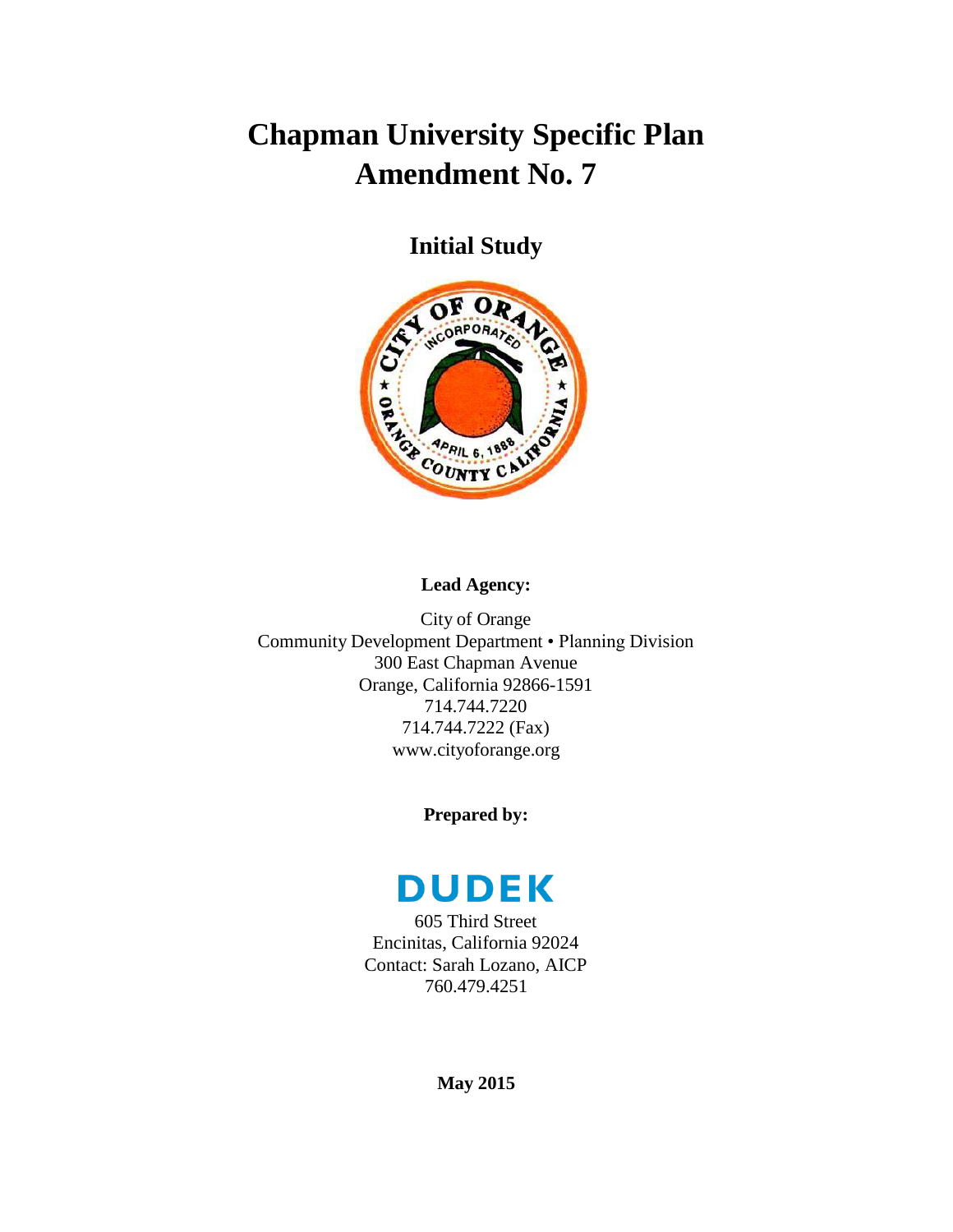# Chapman University Specific Plan Amendment No. 7

## Initial Study

**Lead Agency:**

City of Orange
Community Development Department • Planning Division
300 East Chapman Avenue
Orange, California 92866-1591
714.744.7220
714.744.7222 (Fax)
www.cityoforange.org

**Prepared by:**

DUDEK

605 Third Street
Encinitas, California 92024
Contact: Sarah Lozano, AICP
760.479.4251

**May 2015**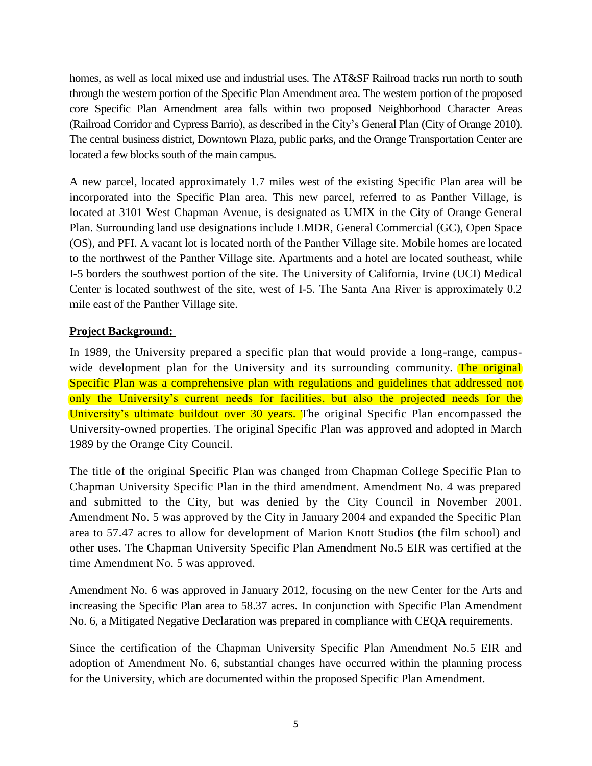homes, as well as local mixed use and industrial uses. The AT&SF Railroad tracks run north to south through the western portion of the Specific Plan Amendment area. The western portion of the proposed core Specific Plan Amendment area falls within two proposed Neighborhood Character Areas (Railroad Corridor and Cypress Barrio), as described in the City's General Plan (City of Orange 2010). The central business district, Downtown Plaza, public parks, and the Orange Transportation Center are located a few blocks south of the main campus.

A new parcel, located approximately 1.7 miles west of the existing Specific Plan area will be incorporated into the Specific Plan area. This new parcel, referred to as Panther Village, is located at 3101 West Chapman Avenue, is designated as UMIX in the City of Orange General Plan. Surrounding land use designations include LMDR, General Commercial (GC), Open Space (OS), and PFI. A vacant lot is located north of the Panther Village site. Mobile homes are located to the northwest of the Panther Village site. Apartments and a hotel are located southeast, while I-5 borders the southwest portion of the site. The University of California, Irvine (UCI) Medical Center is located southwest of the site, west of I-5. The Santa Ana River is approximately 0.2 mile east of the Panther Village site.

**Project Background:**

In 1989, the University prepared a specific plan that would provide a long-range, campus-wide development plan for the University and its surrounding community. The original Specific Plan was a comprehensive plan with regulations and guidelines that addressed not only the University's current needs for facilities, but also the projected needs for the University's ultimate buildout over 30 years. The original Specific Plan encompassed the University-owned properties. The original Specific Plan was approved and adopted in March 1989 by the Orange City Council.

The title of the original Specific Plan was changed from Chapman College Specific Plan to Chapman University Specific Plan in the third amendment. Amendment No. 4 was prepared and submitted to the City, but was denied by the City Council in November 2001. Amendment No. 5 was approved by the City in January 2004 and expanded the Specific Plan area to 57.47 acres to allow for development of Marion Knott Studios (the film school) and other uses. The Chapman University Specific Plan Amendment No.5 EIR was certified at the time Amendment No. 5 was approved.

Amendment No. 6 was approved in January 2012, focusing on the new Center for the Arts and increasing the Specific Plan area to 58.37 acres. In conjunction with Specific Plan Amendment No. 6, a Mitigated Negative Declaration was prepared in compliance with CEQA requirements.

Since the certification of the Chapman University Specific Plan Amendment No.5 EIR and adoption of Amendment No. 6, substantial changes have occurred within the planning process for the University, which are documented within the proposed Specific Plan Amendment.